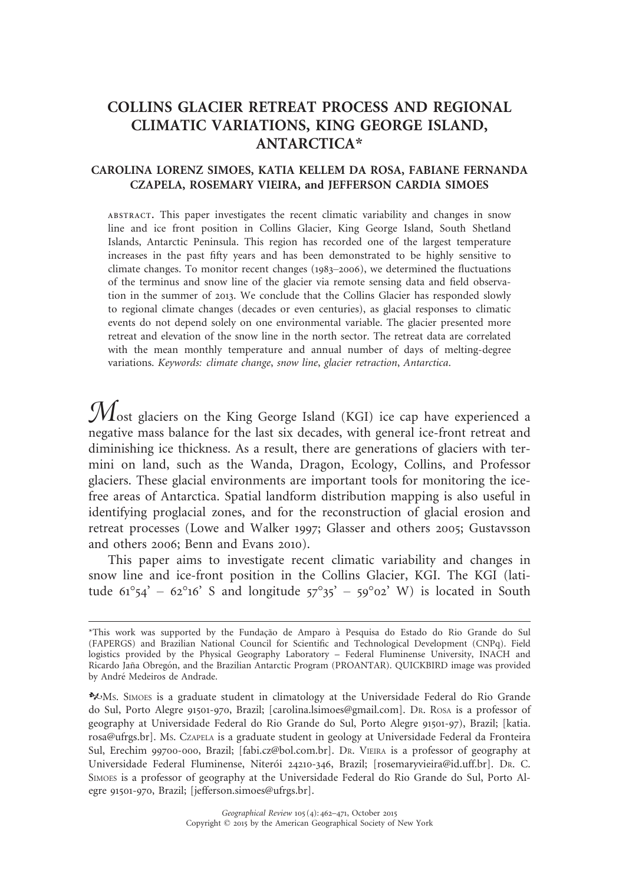# COLLINS GLACIER RETREAT PROCESS AND REGIONAL CLIMATIC VARIATIONS, KING GEORGE ISLAND, ANTARCTICA*

**CAROLINA LORENZ SIMOES, KATIA KELLEM DA ROSA, FABIANE FERNANDA CZAPELA, ROSEMARY VIEIRA, and JEFFERSON CARDIA SIMOES**

ABSTRACT. This paper investigates the recent climatic variability and changes in snow line and ice front position in Collins Glacier, King George Island, South Shetland Islands, Antarctic Peninsula. This region has recorded one of the largest temperature increases in the past fifty years and has been demonstrated to be highly sensitive to climate changes. To monitor recent changes (1983–2006), we determined the fluctuations of the terminus and snow line of the glacier via remote sensing data and field observation in the summer of 2013. We conclude that the Collins Glacier has responded slowly to regional climate changes (decades or even centuries), as glacial responses to climatic events do not depend solely on one environmental variable. The glacier presented more retreat and elevation of the snow line in the north sector. The retreat data are correlated with the mean monthly temperature and annual number of days of melting-degree variations. *Keywords: climate change*, *snow line*, *glacier retraction*, *Antarctica*.

Most glaciers on the King George Island (KGI) ice cap have experienced a negative mass balance for the last six decades, with general ice-front retreat and diminishing ice thickness. As a result, there are generations of glaciers with termini on land, such as the Wanda, Dragon, Ecology, Collins, and Professor glaciers. These glacial environments are important tools for monitoring the ice-free areas of Antarctica. Spatial landform distribution mapping is also useful in identifying proglacial zones, and for the reconstruction of glacial erosion and retreat processes (Lowe and Walker 1997; Glasser and others 2005; Gustavsson and others 2006; Benn and Evans 2010).

This paper aims to investigate recent climatic variability and changes in snow line and ice-front position in the Collins Glacier, KGI. The KGI (latitude 61°54' – 62°16' S and longitude 57°35' – 59°02' W) is located in South

---

*This work was supported by the Fundação de Amparo à Pesquisa do Estado do Rio Grande do Sul (FAPERGS) and Brazilian National Council for Scientific and Technological Development (CNPq). Field logistics provided by the Physical Geography Laboratory – Federal Fluminense University, INACH and Ricardo Jaña Obregón, and the Brazilian Antarctic Program (PROANTAR). QUICKBIRD image was provided by André Medeiros de Andrade.

MS. SIMOES is a graduate student in climatology at the Universidade Federal do Rio Grande do Sul, Porto Alegre 91501-970, Brazil; [carolina.lsimoes@gmail.com]. DR. ROSA is a professor of geography at Universidade Federal do Rio Grande do Sul, Porto Alegre 91501-97), Brazil; [katia.rosa@ufrgs.br]. MS. CZAPELA is a graduate student in geology at Universidade Federal da Fronteira Sul, Erechim 99700-000, Brazil; [fabi.cz@bol.com.br]. DR. VIEIRA is a professor of geography at Universidade Federal Fluminense, Niterói 24210-346, Brazil; [rosemaryvieira@id.uff.br]. DR. C. SIMOES is a professor of geography at the Universidade Federal do Rio Grande do Sul, Porto Alegre 91501-970, Brazil; [jefferson.simoes@ufrgs.br].

Copyright © 2015 by the American Geographical Society of New York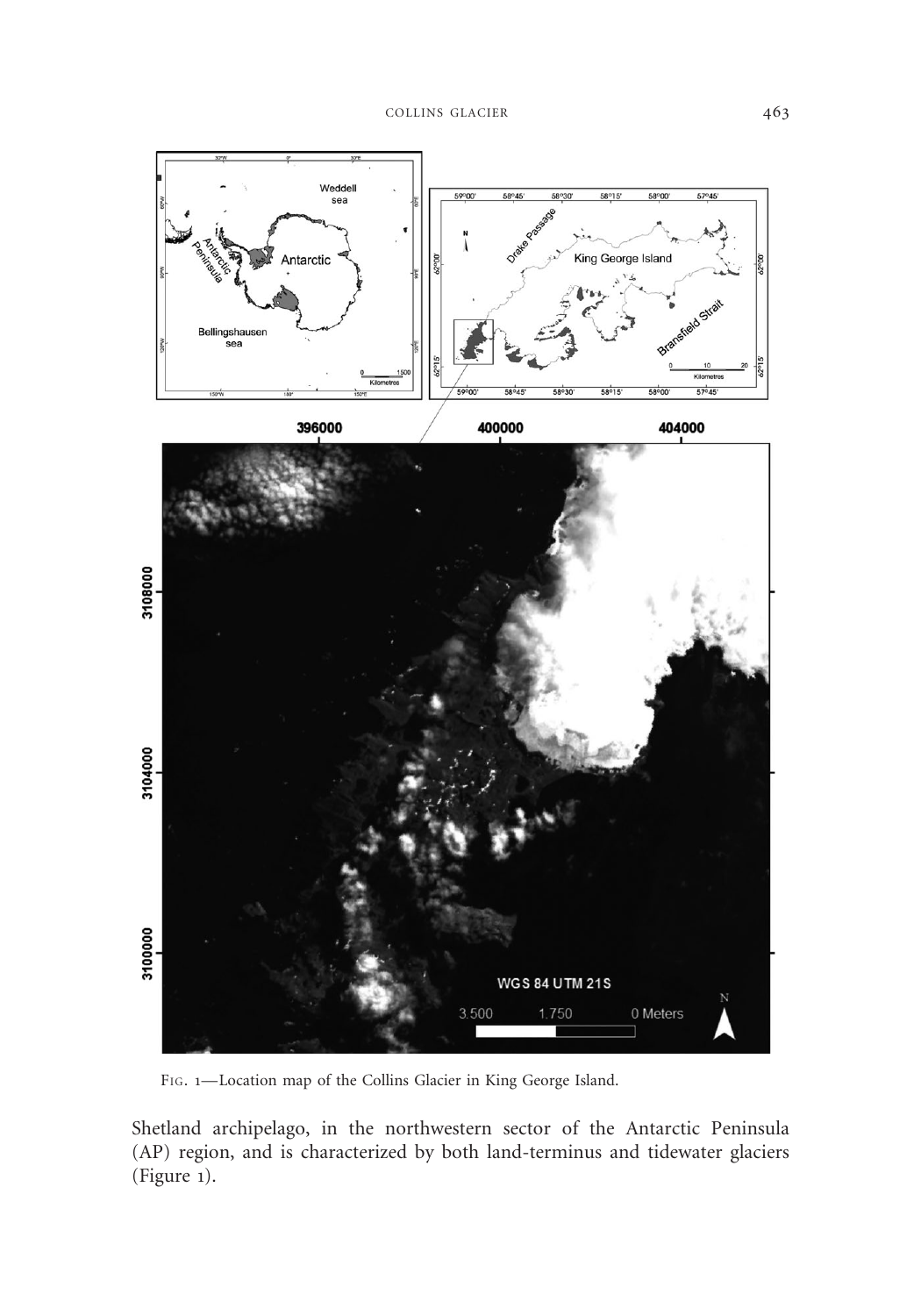Fig. 1—Location map of the Collins Glacier in King George Island.

Shetland archipelago, in the northwestern sector of the Antarctic Peninsula (AP) region, and is characterized by both land-terminus and tidewater glaciers (Figure 1).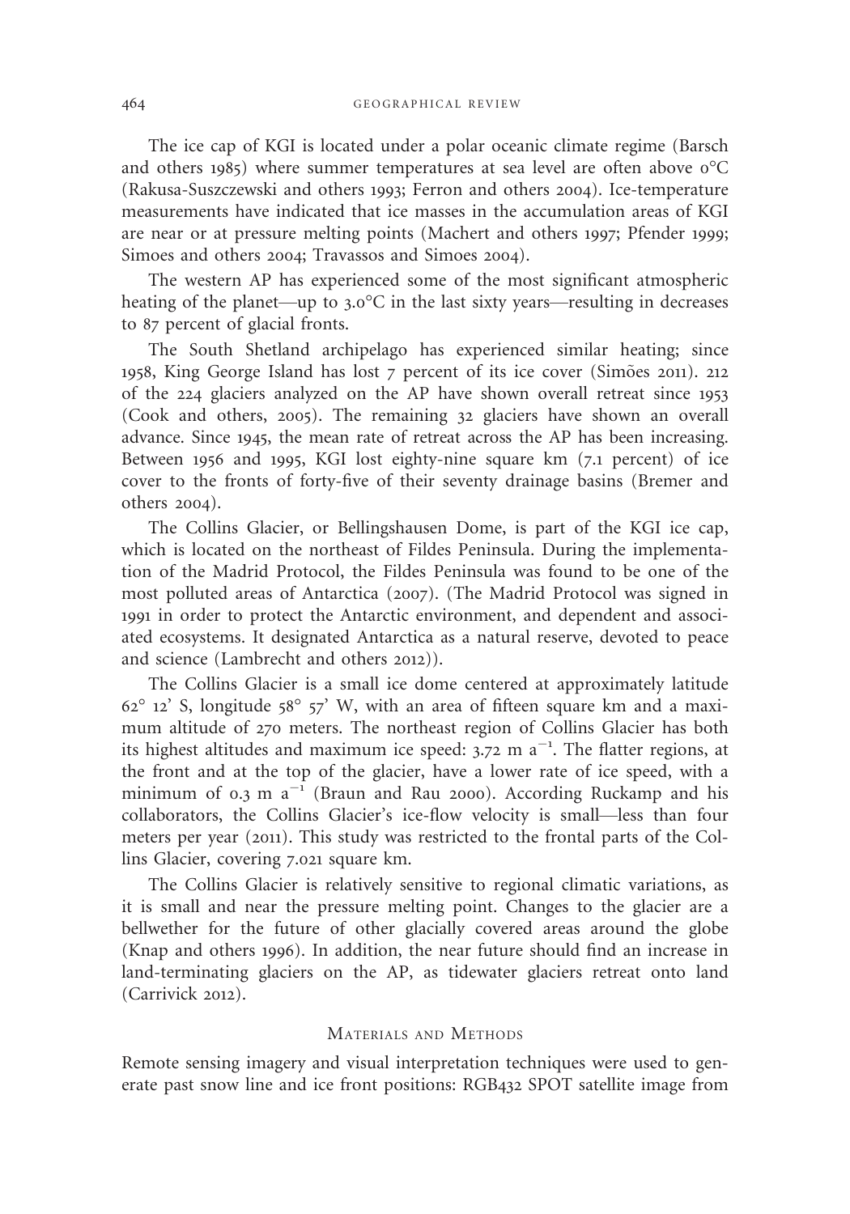The ice cap of KGI is located under a polar oceanic climate regime (Barsch and others 1985) where summer temperatures at sea level are often above 0°C (Rakusa-Suszczewski and others 1993; Ferron and others 2004). Ice-temperature measurements have indicated that ice masses in the accumulation areas of KGI are near or at pressure melting points (Machert and others 1997; Pfender 1999; Simoes and others 2004; Travassos and Simoes 2004).

The western AP has experienced some of the most significant atmospheric heating of the planet—up to 3.0°C in the last sixty years—resulting in decreases to 87 percent of glacial fronts.

The South Shetland archipelago has experienced similar heating; since 1958, King George Island has lost 7 percent of its ice cover (Simões 2011). 212 of the 224 glaciers analyzed on the AP have shown overall retreat since 1953 (Cook and others, 2005). The remaining 32 glaciers have shown an overall advance. Since 1945, the mean rate of retreat across the AP has been increasing. Between 1956 and 1995, KGI lost eighty-nine square km (7.1 percent) of ice cover to the fronts of forty-five of their seventy drainage basins (Bremer and others 2004).

The Collins Glacier, or Bellingshausen Dome, is part of the KGI ice cap, which is located on the northeast of Fildes Peninsula. During the implementation of the Madrid Protocol, the Fildes Peninsula was found to be one of the most polluted areas of Antarctica (2007). (The Madrid Protocol was signed in 1991 in order to protect the Antarctic environment, and dependent and associated ecosystems. It designated Antarctica as a natural reserve, devoted to peace and science (Lambrecht and others 2012)).

The Collins Glacier is a small ice dome centered at approximately latitude 62° 12' S, longitude 58° 57' W, with an area of fifteen square km and a maximum altitude of 270 meters. The northeast region of Collins Glacier has both its highest altitudes and maximum ice speed: 3.72 m $a^{-1}$. The flatter regions, at the front and at the top of the glacier, have a lower rate of ice speed, with a minimum of 0.3 m $a^{-1}$ (Braun and Rau 2000). According Ruckamp and his collaborators, the Collins Glacier's ice-flow velocity is small—less than four meters per year (2011). This study was restricted to the frontal parts of the Collins Glacier, covering 7.021 square km.

The Collins Glacier is relatively sensitive to regional climatic variations, as it is small and near the pressure melting point. Changes to the glacier are a bellwether for the future of other glacially covered areas around the globe (Knap and others 1996). In addition, the near future should find an increase in land-terminating glaciers on the AP, as tidewater glaciers retreat onto land (Carrivick 2012).

## Materials and Methods

Remote sensing imagery and visual interpretation techniques were used to generate past snow line and ice front positions: RGB432 SPOT satellite image from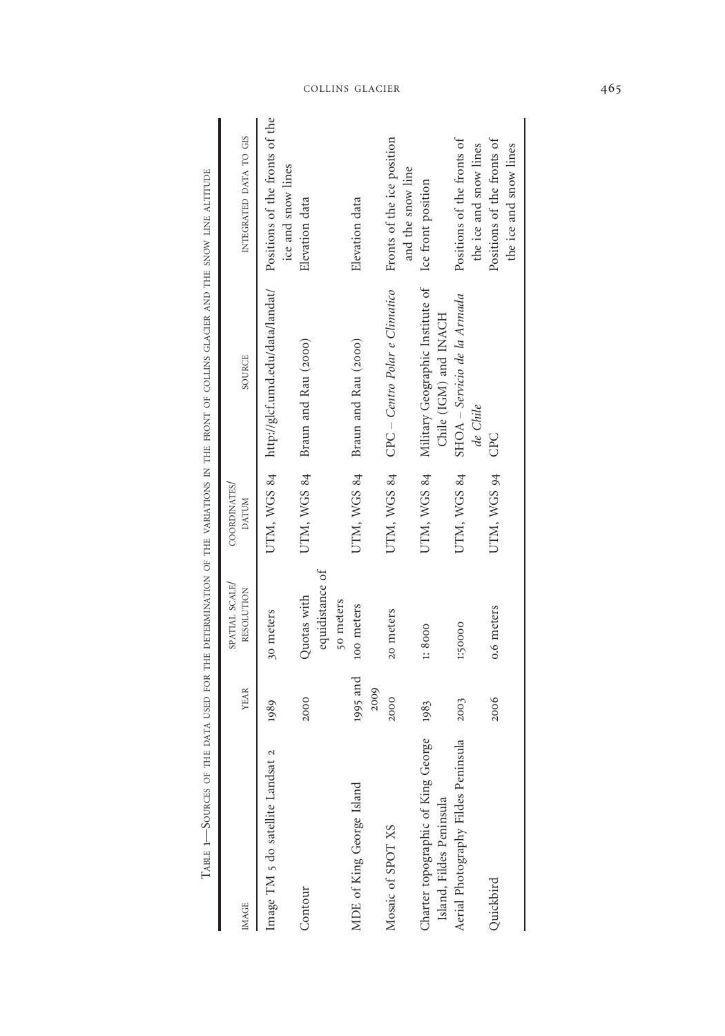Table 1—Sources of the data used for the determination of the variations in the front of Collins Glacier and the snow line altitude

| Image | Year | Spatial scale/ resolution | Coordinates/ datum | Source | Integrated data to GIS |
|---|---|---|---|---|---|
| Image TM 5 do satellite Landsat 2 | 1989 | 30 meters | UTM, WGS 84 | http://glcf.umd.edu/data/landat/ | Positions of the fronts of the ice and snow lines |
| Contour | 2000 | Quotas with equidistance of 50 meters | UTM, WGS 84 | Braun and Rau (2000) | Elevation data |
| MDE of King George Island | 1995 and 2009 | 100 meters | UTM, WGS 84 | Braun and Rau (2000) | Elevation data |
| Mosaic of SPOT XS | 2000 | 20 meters | UTM, WGS 84 | CPC – *Centro Polar e Climatico* | Fronts of the ice position and the snow line |
| Charter topographic of King George Island, Fildes Peninsula | 1983 | 1: 8000 | UTM, WGS 84 | Military Geographic Institute of Chile (IGM) and INACH | Ice front position |
| Aerial Photography Fildes Peninsula | 2003 | 1:50000 | UTM, WGS 84 | SHOA – *Servicio de la Armada de Chile* | Positions of the fronts of the ice and snow lines |
| Quickbird | 2006 | 0.6 meters | UTM, WGS 94 | CPC | Positions of the fronts of the ice and snow lines |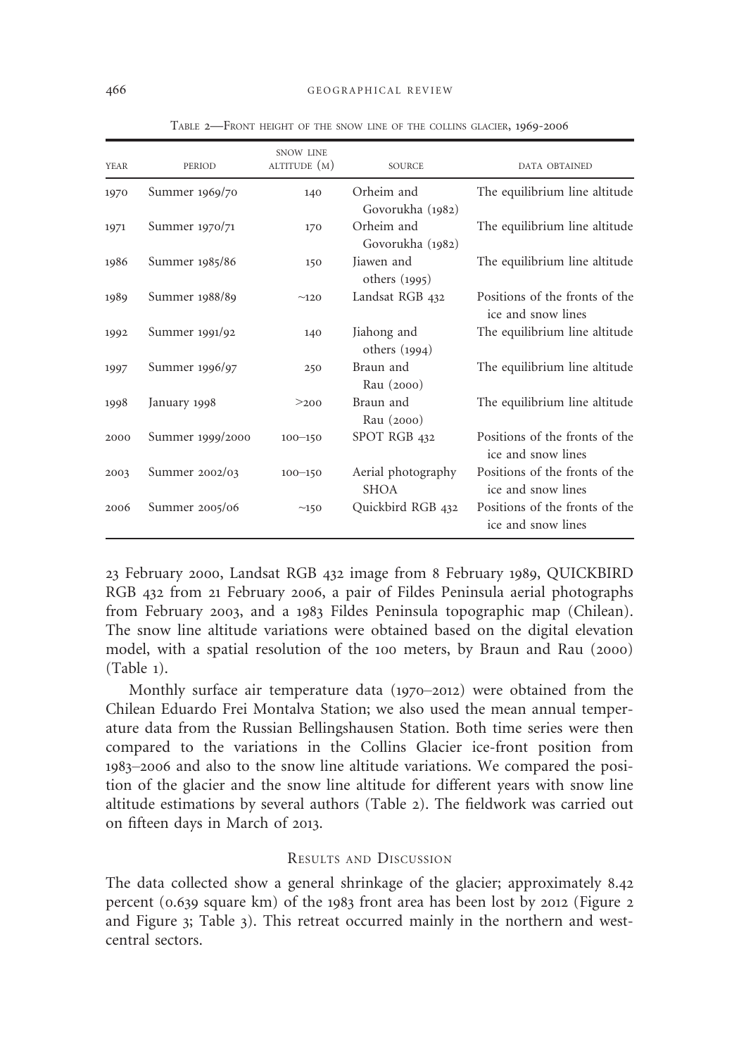Table 2—Front height of the snow line of the Collins Glacier, 1969-2006

| Year | Period | Snow line altitude (m) | Source | Data obtained |
|---|---|---|---|---|
| 1970 | Summer 1969/70 | 140 | Orheim and Govorukha (1982) | The equilibrium line altitude |
| 1971 | Summer 1970/71 | 170 | Orheim and Govorukha (1982) | The equilibrium line altitude |
| 1986 | Summer 1985/86 | 150 | Jiawen and others (1995) | The equilibrium line altitude |
| 1989 | Summer 1988/89 | ~120 | Landsat RGB 432 | Positions of the fronts of the ice and snow lines |
| 1992 | Summer 1991/92 | 140 | Jiahong and others (1994) | The equilibrium line altitude |
| 1997 | Summer 1996/97 | 250 | Braun and Rau (2000) | The equilibrium line altitude |
| 1998 | January 1998 | >200 | Braun and Rau (2000) | The equilibrium line altitude |
| 2000 | Summer 1999/2000 | 100–150 | SPOT RGB 432 | Positions of the fronts of the ice and snow lines |
| 2003 | Summer 2002/03 | 100–150 | Aerial photography SHOA | Positions of the fronts of the ice and snow lines |
| 2006 | Summer 2005/06 | ~150 | Quickbird RGB 432 | Positions of the fronts of the ice and snow lines |

23 February 2000, Landsat RGB 432 image from 8 February 1989, QUICKBIRD RGB 432 from 21 February 2006, a pair of Fildes Peninsula aerial photographs from February 2003, and a 1983 Fildes Peninsula topographic map (Chilean). The snow line altitude variations were obtained based on the digital elevation model, with a spatial resolution of the 100 meters, by Braun and Rau (2000) (Table 1).

Monthly surface air temperature data (1970–2012) were obtained from the Chilean Eduardo Frei Montalva Station; we also used the mean annual temperature data from the Russian Bellingshausen Station. Both time series were then compared to the variations in the Collins Glacier ice-front position from 1983–2006 and also to the snow line altitude variations. We compared the position of the glacier and the snow line altitude for different years with snow line altitude estimations by several authors (Table 2). The fieldwork was carried out on fifteen days in March of 2013.

## Results and Discussion

The data collected show a general shrinkage of the glacier; approximately 8.42 percent (0.639 square km) of the 1983 front area has been lost by 2012 (Figure 2 and Figure 3; Table 3). This retreat occurred mainly in the northern and west-central sectors.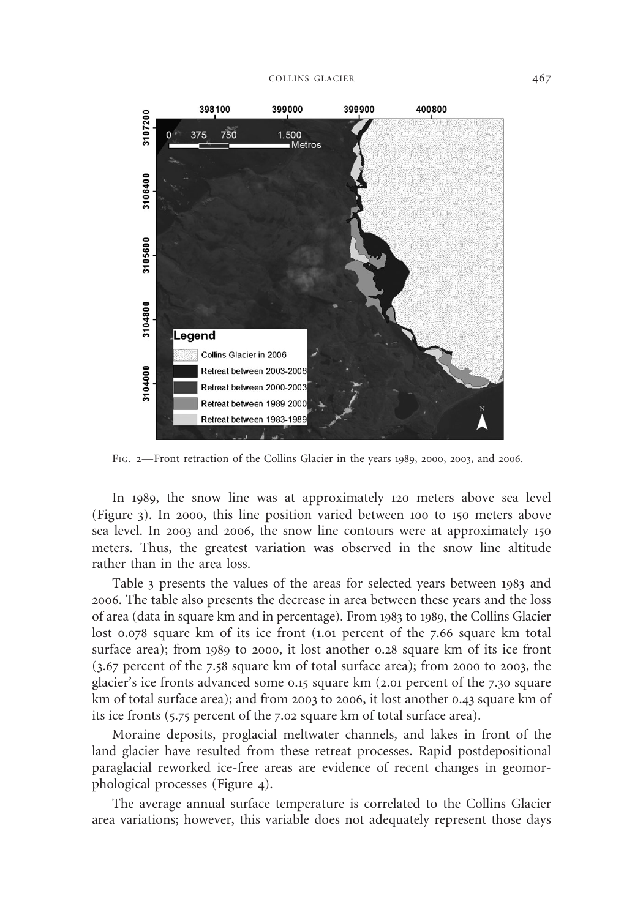FIG. 2—Front retraction of the Collins Glacier in the years 1989, 2000, 2003, and 2006.

In 1989, the snow line was at approximately 120 meters above sea level (Figure 3). In 2000, this line position varied between 100 to 150 meters above sea level. In 2003 and 2006, the snow line contours were at approximately 150 meters. Thus, the greatest variation was observed in the snow line altitude rather than in the area loss.

Table 3 presents the values of the areas for selected years between 1983 and 2006. The table also presents the decrease in area between these years and the loss of area (data in square km and in percentage). From 1983 to 1989, the Collins Glacier lost 0.078 square km of its ice front (1.01 percent of the 7.66 square km total surface area); from 1989 to 2000, it lost another 0.28 square km of its ice front (3.67 percent of the 7.58 square km of total surface area); from 2000 to 2003, the glacier's ice fronts advanced some 0.15 square km (2.01 percent of the 7.30 square km of total surface area); and from 2003 to 2006, it lost another 0.43 square km of its ice fronts (5.75 percent of the 7.02 square km of total surface area).

Moraine deposits, proglacial meltwater channels, and lakes in front of the land glacier have resulted from these retreat processes. Rapid postdepositional paraglacial reworked ice-free areas are evidence of recent changes in geomorphological processes (Figure 4).

The average annual surface temperature is correlated to the Collins Glacier area variations; however, this variable does not adequately represent those days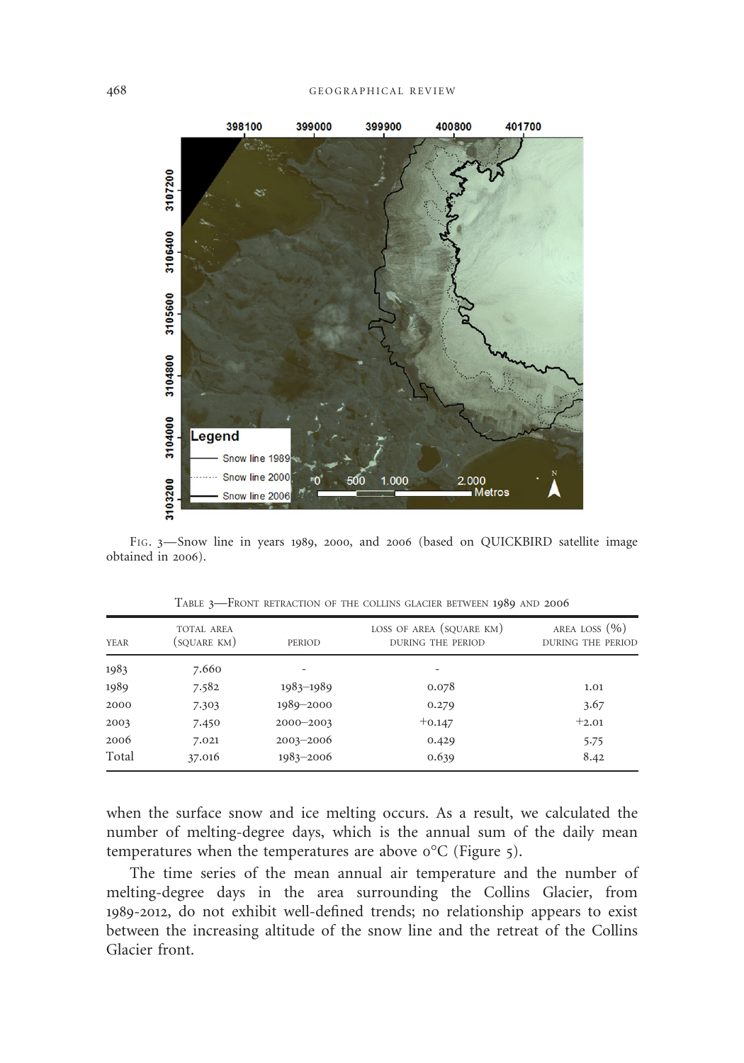FIG. 3—Snow line in years 1989, 2000, and 2006 (based on QUICKBIRD satellite image obtained in 2006).

TABLE 3—FRONT RETRACTION OF THE COLLINS GLACIER BETWEEN 1989 AND 2006

| YEAR | TOTAL AREA (SQUARE KM) | PERIOD | LOSS OF AREA (SQUARE KM) DURING THE PERIOD | AREA LOSS (%) DURING THE PERIOD |
|---|---|---|---|---|
| 1983 | 7.660 | - | - | |
| 1989 | 7.582 | 1983–1989 | 0.078 | 1.01 |
| 2000 | 7.303 | 1989–2000 | 0.279 | 3.67 |
| 2003 | 7.450 | 2000–2003 | +0.147 | +2.01 |
| 2006 | 7.021 | 2003–2006 | 0.429 | 5.75 |
| Total | 37.016 | 1983–2006 | 0.639 | 8.42 |

when the surface snow and ice melting occurs. As a result, we calculated the number of melting-degree days, which is the annual sum of the daily mean temperatures when the temperatures are above 0°C (Figure 5).

The time series of the mean annual air temperature and the number of melting-degree days in the area surrounding the Collins Glacier, from 1989-2012, do not exhibit well-defined trends; no relationship appears to exist between the increasing altitude of the snow line and the retreat of the Collins Glacier front.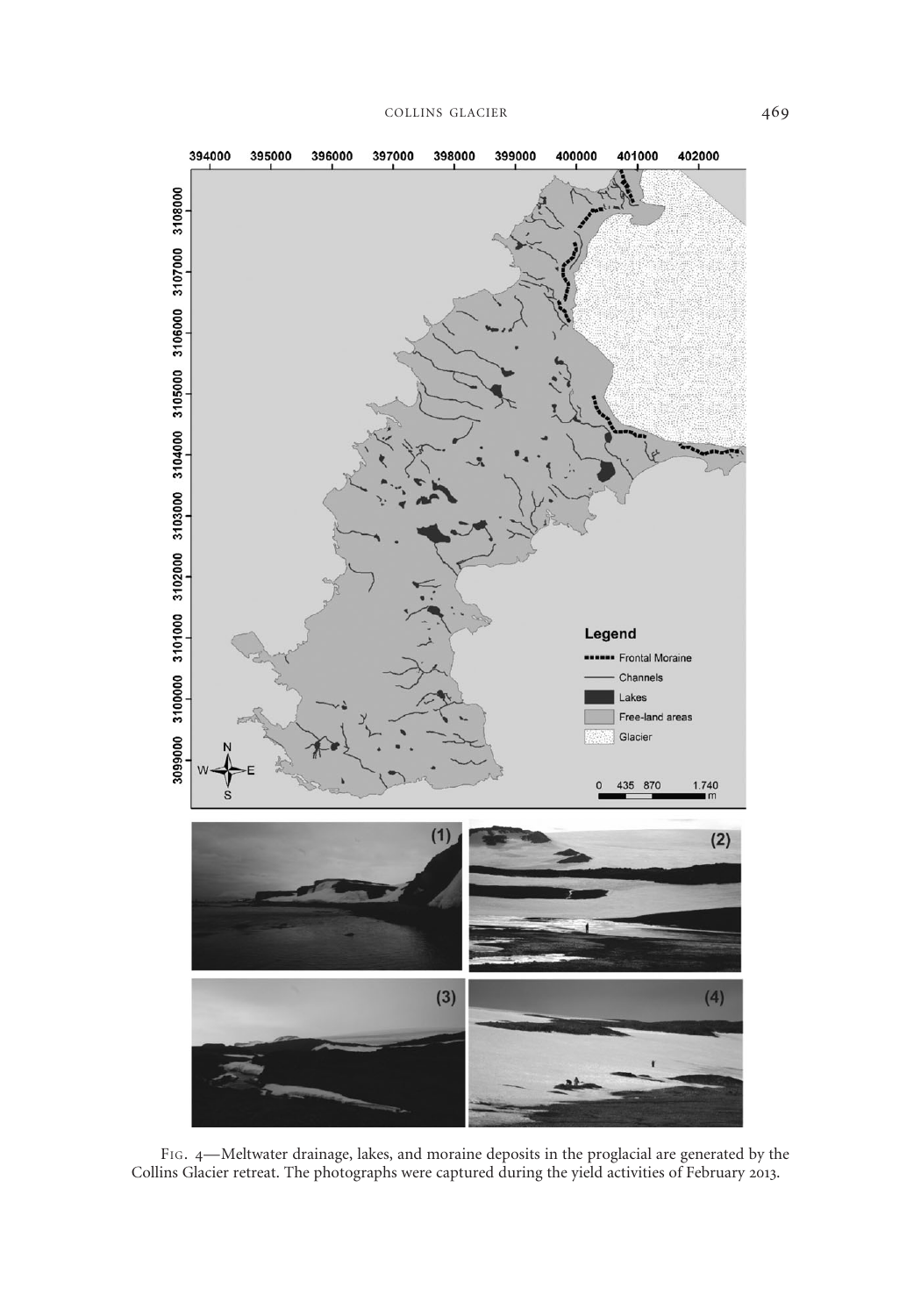FIG. 4—Meltwater drainage, lakes, and moraine deposits in the proglacial are generated by the Collins Glacier retreat. The photographs were captured during the yield activities of February 2013.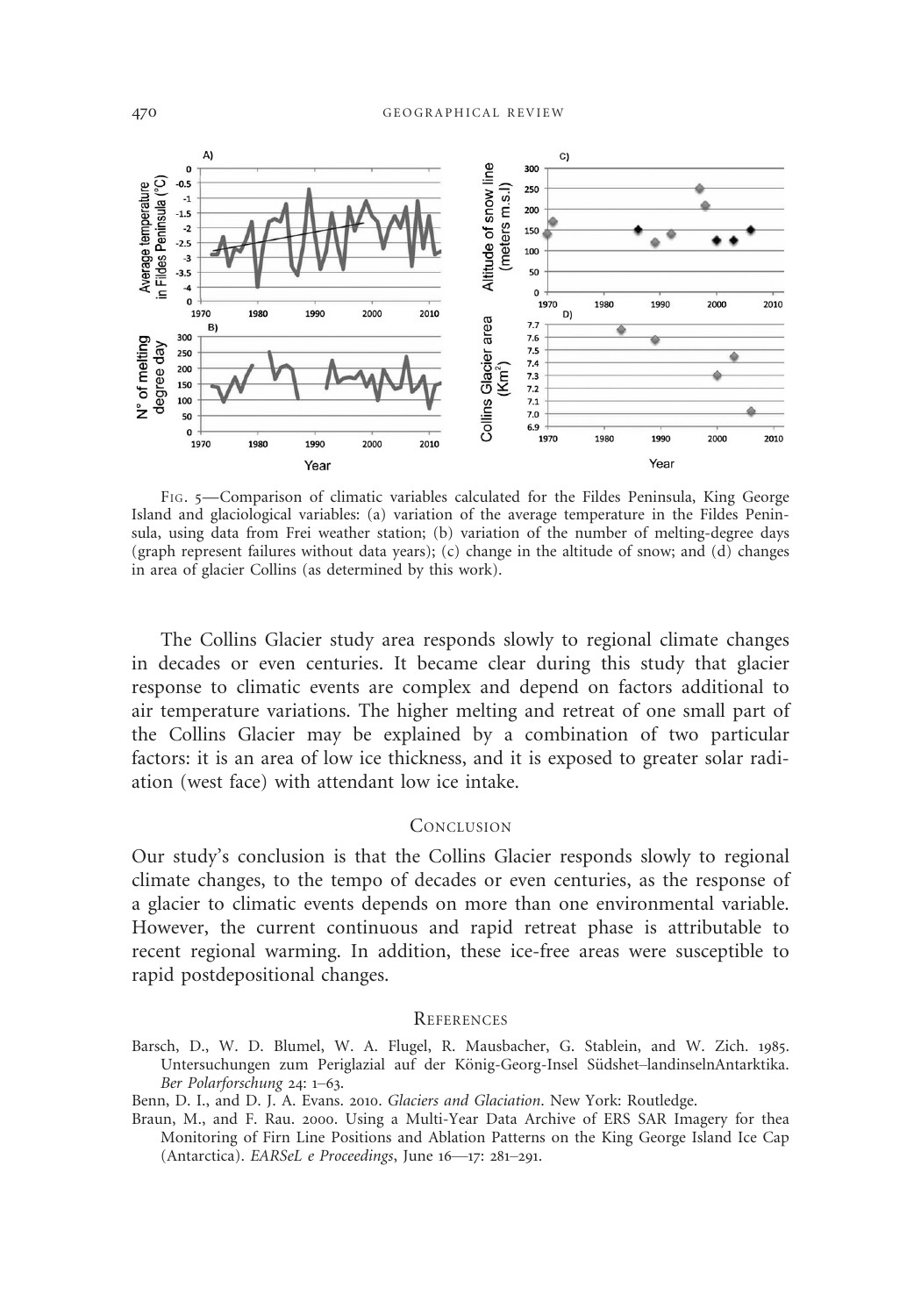FIG. 5—Comparison of climatic variables calculated for the Fildes Peninsula, King George Island and glaciological variables: (a) variation of the average temperature in the Fildes Peninsula, using data from Frei weather station; (b) variation of the number of melting-degree days (graph represent failures without data years); (c) change in the altitude of snow; and (d) changes in area of glacier Collins (as determined by this work).

The Collins Glacier study area responds slowly to regional climate changes in decades or even centuries. It became clear during this study that glacier response to climatic events are complex and depend on factors additional to air temperature variations. The higher melting and retreat of one small part of the Collins Glacier may be explained by a combination of two particular factors: it is an area of low ice thickness, and it is exposed to greater solar radiation (west face) with attendant low ice intake.

## Conclusion

Our study's conclusion is that the Collins Glacier responds slowly to regional climate changes, to the tempo of decades or even centuries, as the response of a glacier to climatic events depends on more than one environmental variable. However, the current continuous and rapid retreat phase is attributable to recent regional warming. In addition, these ice-free areas were susceptible to rapid postdepositional changes.

## References

Barsch, D., W. D. Blumel, W. A. Flugel, R. Mausbacher, G. Stablein, and W. Zich. 1985. Untersuchungen zum Periglazial auf der König-Georg-Insel Südshet–landinselnAntarktika. *Ber Polarforschung* 24: 1–63.

Benn, D. I., and D. J. A. Evans. 2010. *Glaciers and Glaciation*. New York: Routledge.

Braun, M., and F. Rau. 2000. Using a Multi-Year Data Archive of ERS SAR Imagery for thea Monitoring of Firn Line Positions and Ablation Patterns on the King George Island Ice Cap (Antarctica). *EARSeL e Proceedings*, June 16—17: 281–291.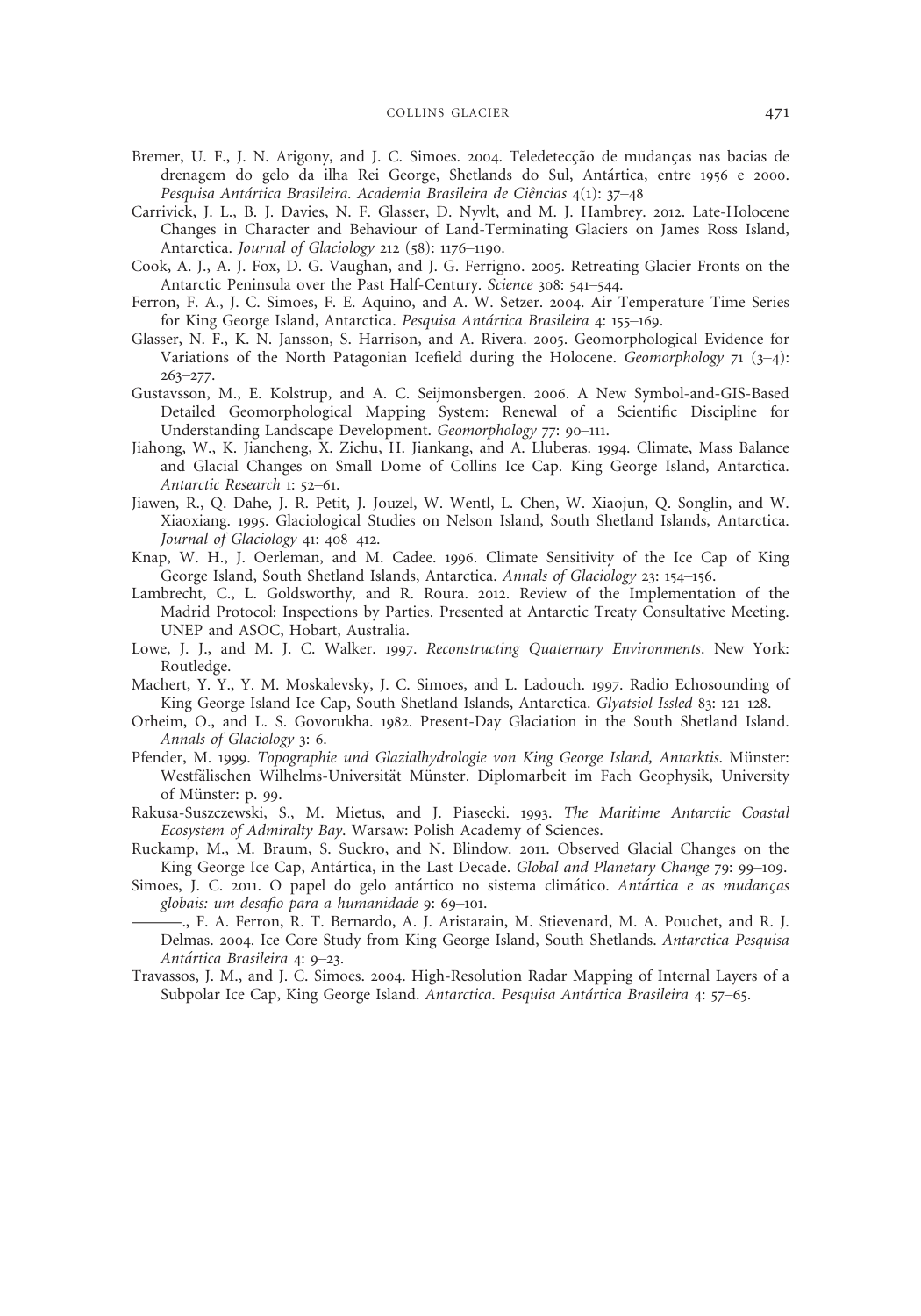Bremer, U. F., J. N. Arigony, and J. C. Simoes. 2004. Teledetecção de mudanças nas bacias de drenagem do gelo da ilha Rei George, Shetlands do Sul, Antártica, entre 1956 e 2000. *Pesquisa Antártica Brasileira. Academia Brasileira de Ciências* 4(1): 37–48

Carrivick, J. L., B. J. Davies, N. F. Glasser, D. Nyvlt, and M. J. Hambrey. 2012. Late-Holocene Changes in Character and Behaviour of Land-Terminating Glaciers on James Ross Island, Antarctica. *Journal of Glaciology* 212 (58): 1176–1190.

Cook, A. J., A. J. Fox, D. G. Vaughan, and J. G. Ferrigno. 2005. Retreating Glacier Fronts on the Antarctic Peninsula over the Past Half-Century. *Science* 308: 541–544.

Ferron, F. A., J. C. Simoes, F. E. Aquino, and A. W. Setzer. 2004. Air Temperature Time Series for King George Island, Antarctica. *Pesquisa Antártica Brasileira* 4: 155–169.

Glasser, N. F., K. N. Jansson, S. Harrison, and A. Rivera. 2005. Geomorphological Evidence for Variations of the North Patagonian Icefield during the Holocene. *Geomorphology* 71 (3–4): 263–277.

Gustavsson, M., E. Kolstrup, and A. C. Seijmonsbergen. 2006. A New Symbol-and-GIS-Based Detailed Geomorphological Mapping System: Renewal of a Scientific Discipline for Understanding Landscape Development. *Geomorphology* 77: 90–111.

Jiahong, W., K. Jiancheng, X. Zichu, H. Jiankang, and A. Lluberas. 1994. Climate, Mass Balance and Glacial Changes on Small Dome of Collins Ice Cap. King George Island, Antarctica. *Antarctic Research* 1: 52–61.

Jiawen, R., Q. Dahe, J. R. Petit, J. Jouzel, W. Wentl, L. Chen, W. Xiaojun, Q. Songlin, and W. Xiaoxiang. 1995. Glaciological Studies on Nelson Island, South Shetland Islands, Antarctica. *Journal of Glaciology* 41: 408–412.

Knap, W. H., J. Oerleman, and M. Cadee. 1996. Climate Sensitivity of the Ice Cap of King George Island, South Shetland Islands, Antarctica. *Annals of Glaciology* 23: 154–156.

Lambrecht, C., L. Goldsworthy, and R. Roura. 2012. Review of the Implementation of the Madrid Protocol: Inspections by Parties. Presented at Antarctic Treaty Consultative Meeting. UNEP and ASOC, Hobart, Australia.

Lowe, J. J., and M. J. C. Walker. 1997. *Reconstructing Quaternary Environments*. New York: Routledge.

Machert, Y. Y., Y. M. Moskalevsky, J. C. Simoes, and L. Ladouch. 1997. Radio Echosounding of King George Island Ice Cap, South Shetland Islands, Antarctica. *Glyatsiol Issled* 83: 121–128.

Orheim, O., and L. S. Govorukha. 1982. Present-Day Glaciation in the South Shetland Island. *Annals of Glaciology* 3: 6.

Pfender, M. 1999. *Topographie und Glazialhydrologie von King George Island, Antarktis*. Münster: Westfälischen Wilhelms-Universität Münster. Diplomarbeit im Fach Geophysik, University of Münster: p. 99.

Rakusa-Suszczewski, S., M. Mietus, and J. Piasecki. 1993. *The Maritime Antarctic Coastal Ecosystem of Admiralty Bay*. Warsaw: Polish Academy of Sciences.

Ruckamp, M., M. Braum, S. Suckro, and N. Blindow. 2011. Observed Glacial Changes on the King George Ice Cap, Antártica, in the Last Decade. *Global and Planetary Change* 79: 99–109.

Simoes, J. C. 2011. O papel do gelo antártico no sistema climático. *Antártica e as mudanças globais: um desafio para a humanidade* 9: 69–101.

———., F. A. Ferron, R. T. Bernardo, A. J. Aristarain, M. Stievenard, M. A. Pouchet, and R. J. Delmas. 2004. Ice Core Study from King George Island, South Shetlands. *Antarctica Pesquisa Antártica Brasileira* 4: 9–23.

Travassos, J. M., and J. C. Simoes. 2004. High-Resolution Radar Mapping of Internal Layers of a Subpolar Ice Cap, King George Island. *Antarctica. Pesquisa Antártica Brasileira* 4: 57–65.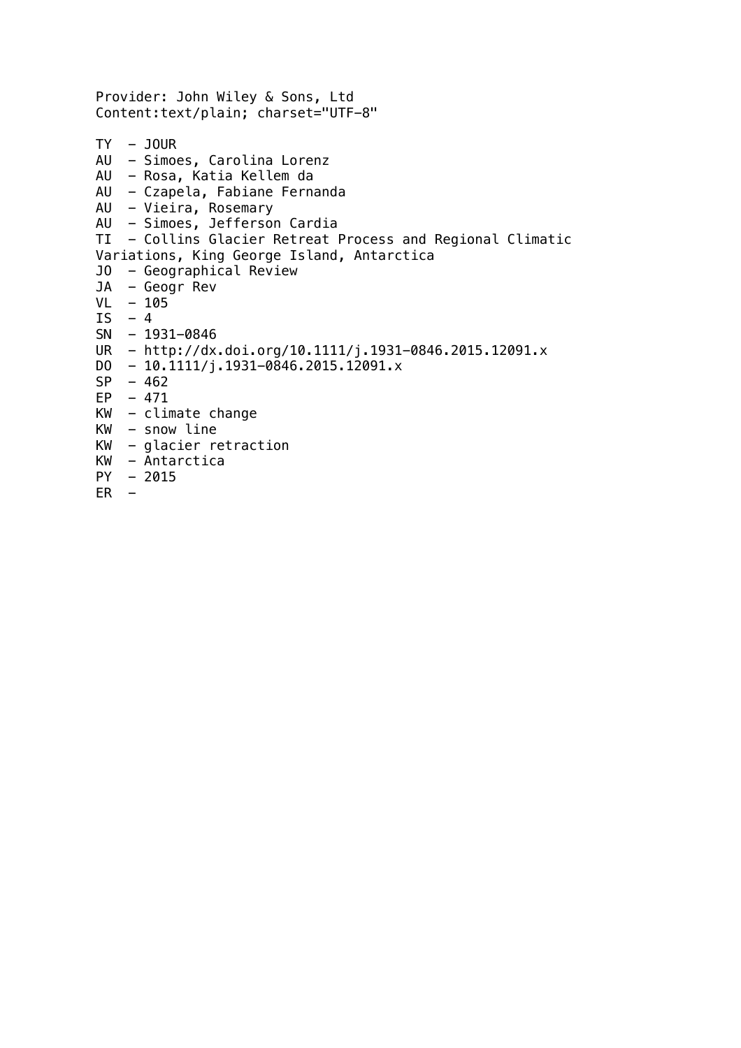```
Provider: John Wiley & Sons, Ltd
Content:text/plain; charset="UTF-8"

TY  - JOUR
AU  - Simoes, Carolina Lorenz
AU  - Rosa, Katia Kellem da
AU  - Czapela, Fabiane Fernanda
AU  - Vieira, Rosemary
AU  - Simoes, Jefferson Cardia
TI  - Collins Glacier Retreat Process and Regional Climatic
Variations, King George Island, Antarctica
JO  - Geographical Review
JA  - Geogr Rev
VL  - 105
IS  - 4
SN  - 1931-0846
UR  - http://dx.doi.org/10.1111/j.1931-0846.2015.12091.x
DO  - 10.1111/j.1931-0846.2015.12091.x
SP  - 462
EP  - 471
KW  - climate change
KW  - snow line
KW  - glacier retraction
KW  - Antarctica
PY  - 2015
ER  -
```